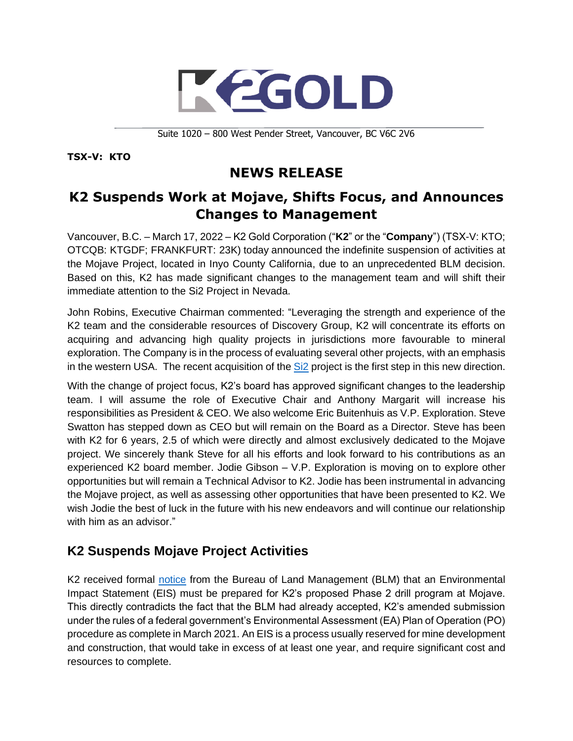K2GOLD

Suite 1020 – 800 West Pender Street, Vancouver, BC V6C 2V6

**TSX-V: KTO**

# NEWS RELEASE

# K2 Suspends Work at Mojave, Shifts Focus, and Announces Changes to Management

Vancouver, B.C. – March 17, 2022 – K2 Gold Corporation ("**K2**" or the "**Company**") (TSX-V: KTO; OTCQB: KTGDF; FRANKFURT: 23K) today announced the indefinite suspension of activities at the Mojave Project, located in Inyo County California, due to an unprecedented BLM decision. Based on this, K2 has made significant changes to the management team and will shift their immediate attention to the Si2 Project in Nevada.

John Robins, Executive Chairman commented: "Leveraging the strength and experience of the K2 team and the considerable resources of Discovery Group, K2 will concentrate its efforts on acquiring and advancing high quality projects in jurisdictions more favourable to mineral exploration. The Company is in the process of evaluating several other projects, with an emphasis in the western USA. The recent acquisition of the Si2 project is the first step in this new direction.

With the change of project focus, K2's board has approved significant changes to the leadership team. I will assume the role of Executive Chair and Anthony Margarit will increase his responsibilities as President & CEO. We also welcome Eric Buitenhuis as V.P. Exploration. Steve Swatton has stepped down as CEO but will remain on the Board as a Director. Steve has been with K2 for 6 years, 2.5 of which were directly and almost exclusively dedicated to the Mojave project. We sincerely thank Steve for all his efforts and look forward to his contributions as an experienced K2 board member. Jodie Gibson – V.P. Exploration is moving on to explore other opportunities but will remain a Technical Advisor to K2. Jodie has been instrumental in advancing the Mojave project, as well as assessing other opportunities that have been presented to K2. We wish Jodie the best of luck in the future with his new endeavors and will continue our relationship with him as an advisor."

## K2 Suspends Mojave Project Activities

K2 received formal notice from the Bureau of Land Management (BLM) that an Environmental Impact Statement (EIS) must be prepared for K2's proposed Phase 2 drill program at Mojave. This directly contradicts the fact that the BLM had already accepted, K2's amended submission under the rules of a federal government's Environmental Assessment (EA) Plan of Operation (PO) procedure as complete in March 2021. An EIS is a process usually reserved for mine development and construction, that would take in excess of at least one year, and require significant cost and resources to complete.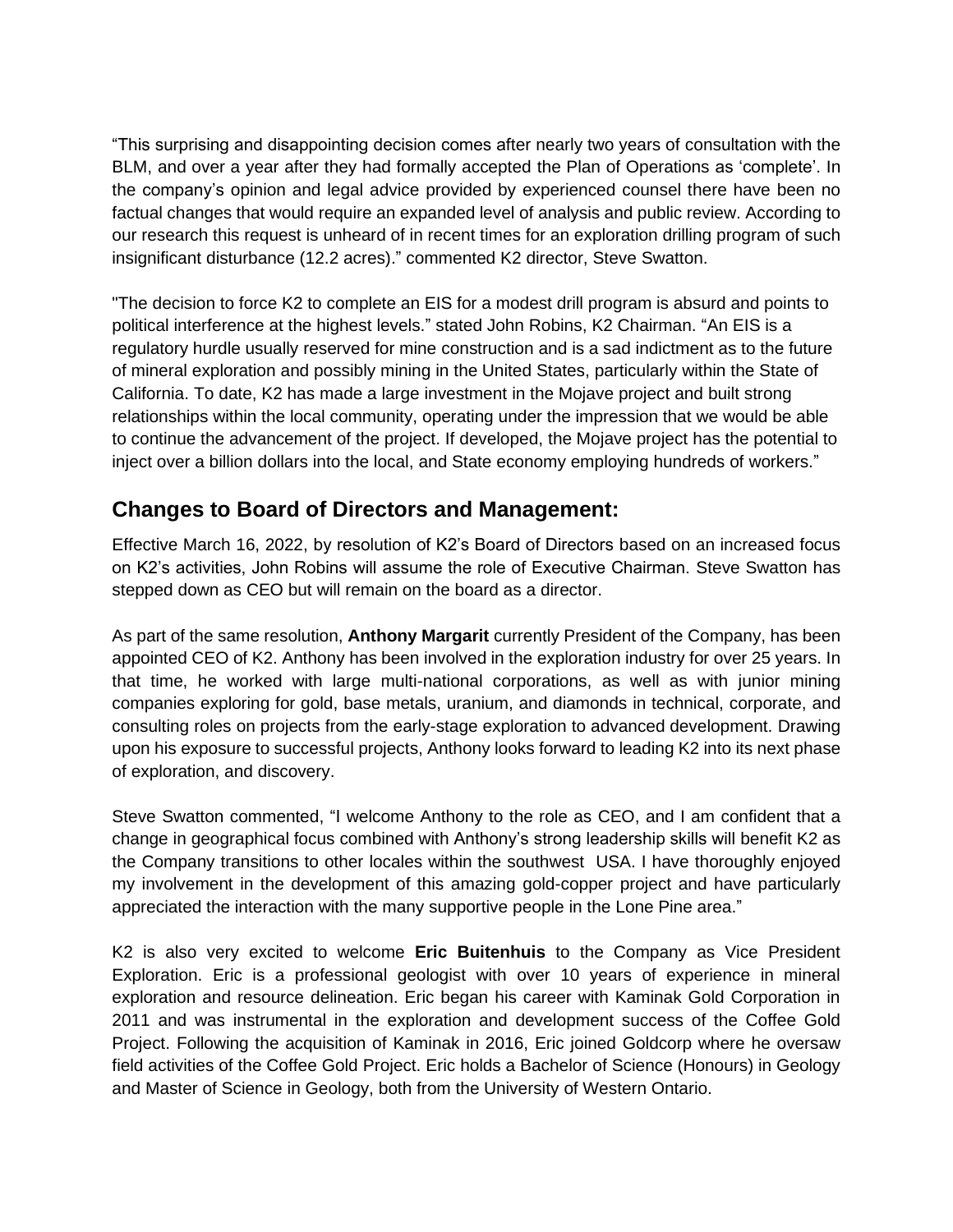“This surprising and disappointing decision comes after nearly two years of consultation with the BLM, and over a year after they had formally accepted the Plan of Operations as ‘complete’. In the company’s opinion and legal advice provided by experienced counsel there have been no factual changes that would require an expanded level of analysis and public review. According to our research this request is unheard of in recent times for an exploration drilling program of such insignificant disturbance (12.2 acres).” commented K2 director, Steve Swatton.

"The decision to force K2 to complete an EIS for a modest drill program is absurd and points to political interference at the highest levels.” stated John Robins, K2 Chairman. “An EIS is a regulatory hurdle usually reserved for mine construction and is a sad indictment as to the future of mineral exploration and possibly mining in the United States, particularly within the State of California. To date, K2 has made a large investment in the Mojave project and built strong relationships within the local community, operating under the impression that we would be able to continue the advancement of the project. If developed, the Mojave project has the potential to inject over a billion dollars into the local, and State economy employing hundreds of workers.”

## Changes to Board of Directors and Management:

Effective March 16, 2022, by resolution of K2’s Board of Directors based on an increased focus on K2’s activities, John Robins will assume the role of Executive Chairman. Steve Swatton has stepped down as CEO but will remain on the board as a director.

As part of the same resolution, **Anthony Margarit** currently President of the Company, has been appointed CEO of K2. Anthony has been involved in the exploration industry for over 25 years. In that time, he worked with large multi-national corporations, as well as with junior mining companies exploring for gold, base metals, uranium, and diamonds in technical, corporate, and consulting roles on projects from the early-stage exploration to advanced development. Drawing upon his exposure to successful projects, Anthony looks forward to leading K2 into its next phase of exploration, and discovery.

Steve Swatton commented, “I welcome Anthony to the role as CEO, and I am confident that a change in geographical focus combined with Anthony’s strong leadership skills will benefit K2 as the Company transitions to other locales within the southwest USA. I have thoroughly enjoyed my involvement in the development of this amazing gold-copper project and have particularly appreciated the interaction with the many supportive people in the Lone Pine area.”

K2 is also very excited to welcome **Eric Buitenhuis** to the Company as Vice President Exploration. Eric is a professional geologist with over 10 years of experience in mineral exploration and resource delineation. Eric began his career with Kaminak Gold Corporation in 2011 and was instrumental in the exploration and development success of the Coffee Gold Project. Following the acquisition of Kaminak in 2016, Eric joined Goldcorp where he oversaw field activities of the Coffee Gold Project. Eric holds a Bachelor of Science (Honours) in Geology and Master of Science in Geology, both from the University of Western Ontario.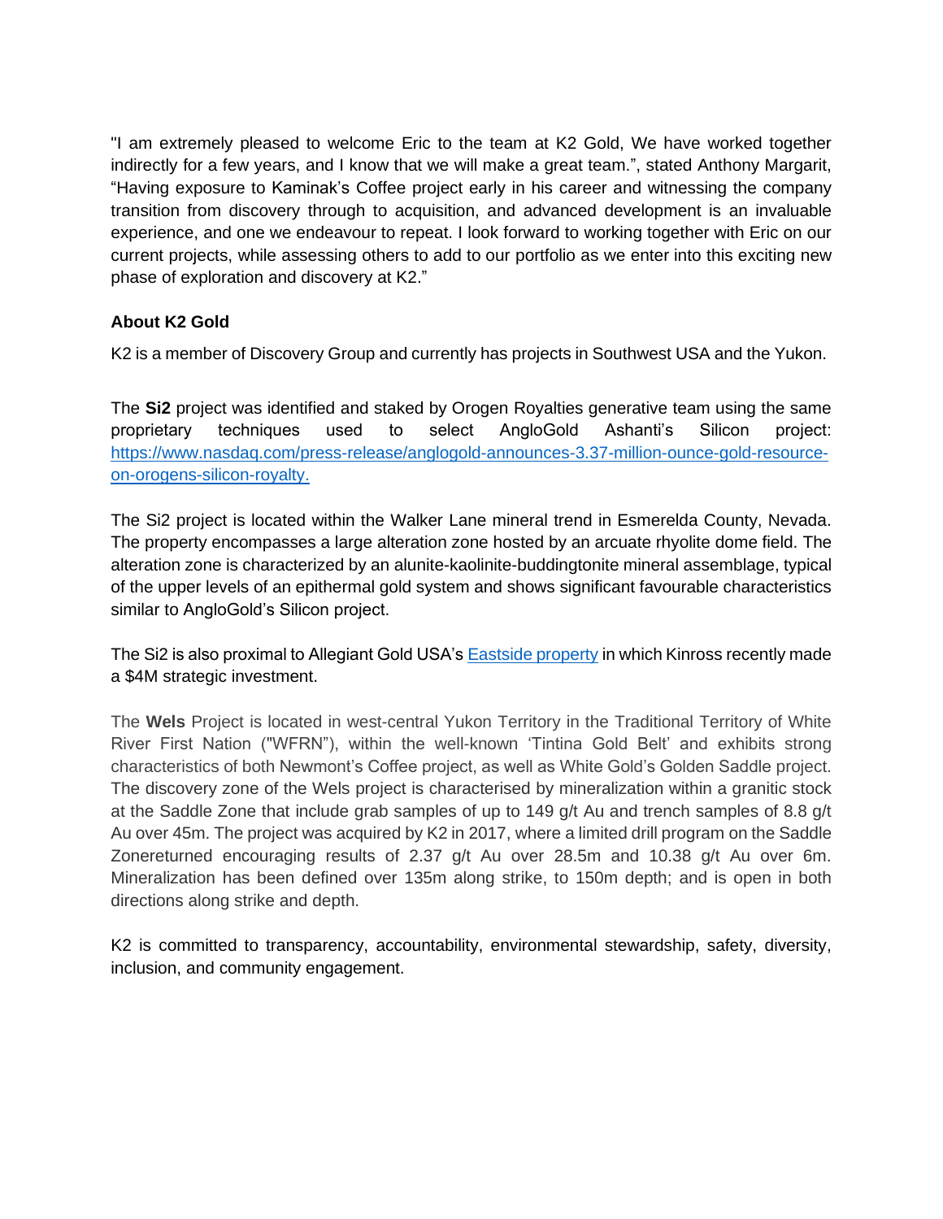"I am extremely pleased to welcome Eric to the team at K2 Gold, We have worked together indirectly for a few years, and I know that we will make a great team.", stated Anthony Margarit, "Having exposure to Kaminak's Coffee project early in his career and witnessing the company transition from discovery through to acquisition, and advanced development is an invaluable experience, and one we endeavour to repeat. I look forward to working together with Eric on our current projects, while assessing others to add to our portfolio as we enter into this exciting new phase of exploration and discovery at K2."

**About K2 Gold**

K2 is a member of Discovery Group and currently has projects in Southwest USA and the Yukon.

The **Si2** project was identified and staked by Orogen Royalties generative team using the same proprietary techniques used to select AngloGold Ashanti's Silicon project: [https://www.nasdaq.com/press-release/anglogold-announces-3.37-million-ounce-gold-resource-on-orogens-silicon-royalty.](https://www.nasdaq.com/press-release/anglogold-announces-3.37-million-ounce-gold-resource-on-orogens-silicon-royalty)

The Si2 project is located within the Walker Lane mineral trend in Esmerelda County, Nevada. The property encompasses a large alteration zone hosted by an arcuate rhyolite dome field. The alteration zone is characterized by an alunite-kaolinite-buddingtonite mineral assemblage, typical of the upper levels of an epithermal gold system and shows significant favourable characteristics similar to AngloGold's Silicon project.

The Si2 is also proximal to Allegiant Gold USA's Eastside property in which Kinross recently made a $4M strategic investment.

The **Wels** Project is located in west-central Yukon Territory in the Traditional Territory of White River First Nation ("WFRN"), within the well-known 'Tintina Gold Belt' and exhibits strong characteristics of both Newmont's Coffee project, as well as White Gold's Golden Saddle project. The discovery zone of the Wels project is characterised by mineralization within a granitic stock at the Saddle Zone that include grab samples of up to 149 g/t Au and trench samples of 8.8 g/t Au over 45m. The project was acquired by K2 in 2017, where a limited drill program on the Saddle Zonereturned encouraging results of 2.37 g/t Au over 28.5m and 10.38 g/t Au over 6m. Mineralization has been defined over 135m along strike, to 150m depth; and is open in both directions along strike and depth.

K2 is committed to transparency, accountability, environmental stewardship, safety, diversity, inclusion, and community engagement.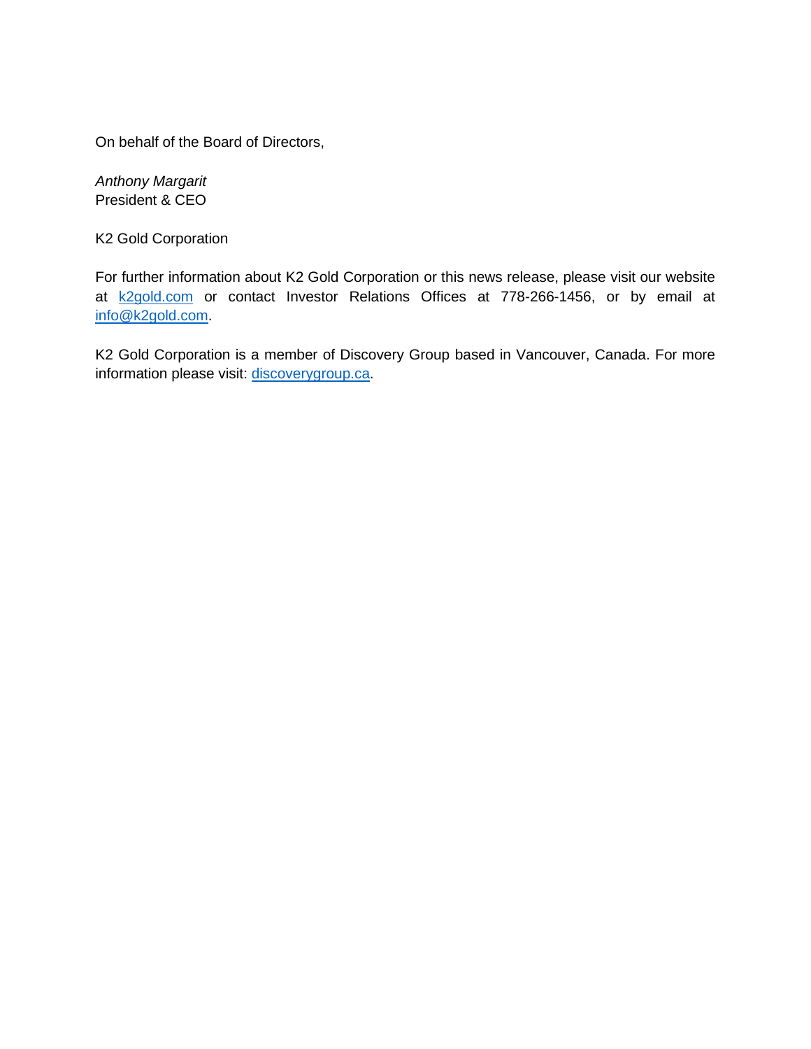On behalf of the Board of Directors,

*Anthony Margarit*
President & CEO

K2 Gold Corporation

For further information about K2 Gold Corporation or this news release, please visit our website at k2gold.com or contact Investor Relations Offices at 778-266-1456, or by email at info@k2gold.com.

K2 Gold Corporation is a member of Discovery Group based in Vancouver, Canada. For more information please visit: discoverygroup.ca.